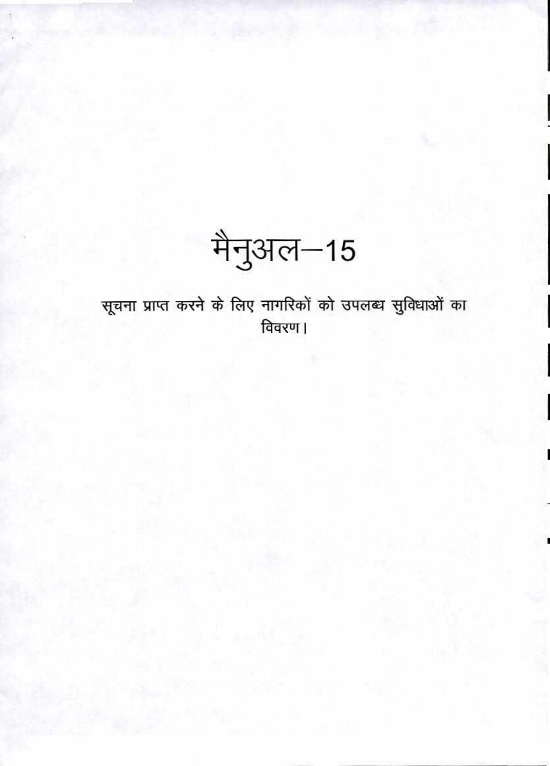# मैनुअल–15

सूचना प्राप्त करने के लिए नागरिकों को उपलब्ध सुविधाओं का विवरण।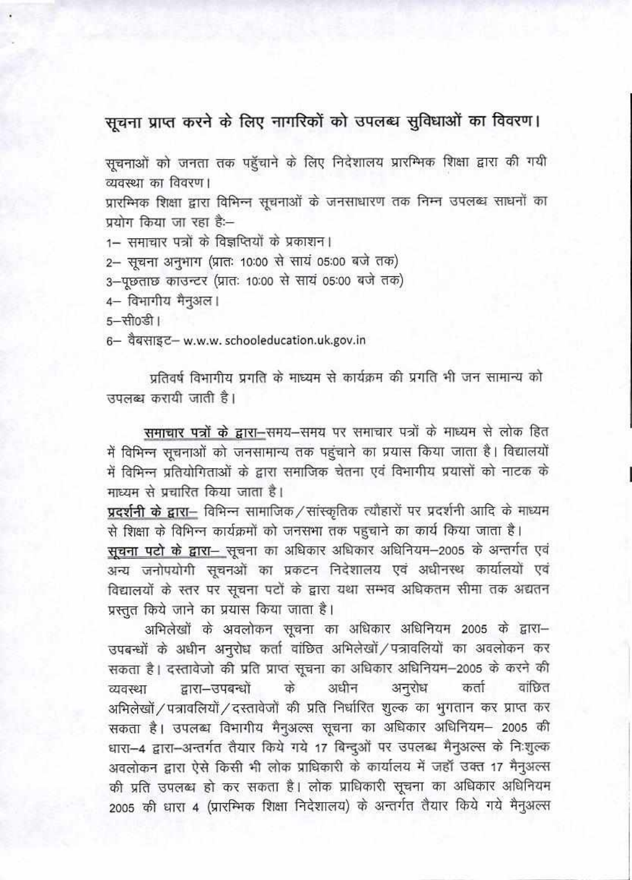## सूचना प्राप्त करने के लिए नागरिकों को उपलब्ध सुविधाओं का विवरण।

सूचनाओं को जनता तक पहुँचाने के लिए निदेशालय प्रारम्भिक शिक्षा द्वारा की गयी व्यवस्था का विवरण।

प्रारम्भिक शिक्षा द्वारा विभिन्न सूचनाओं के जनसाधारण तक निम्न उपलब्ध साधनों का प्रयोग किया जा रहा है:–

1– समाचार पत्रों के विज्ञप्तियों के प्रकाशन।

2– सूचना अनुभाग (प्रातः 10:00 से सायं 05:00 बजे तक)

3–पूछताछ काउन्टर (प्रातः 10:00 से सायं 05:00 बजे तक)

4– विभागीय मैनुअल।

5–सी0डी।

6– वैबसाइट– w.w.w. schooleducation.uk.gov.in

प्रतिवर्ष विभागीय प्रगति के माध्यम से कार्यक्रम की प्रगति भी जन सामान्य को उपलब्ध करायी जाती है।

**<u>समाचार पत्रों के द्वारा</u>**–समय–समय पर समाचार पत्रों के माध्यम से लोक हित में विभिन्न सूचनाओं को जनसामान्य तक पहुंचाने का प्रयास किया जाता है। विद्यालयों में विभिन्न प्रतियोगिताओं के द्वारा समाजिक चेतना एवं विभागीय प्रयासों को नाटक के माध्यम से प्रचारित किया जाता है।

**<u>प्रदर्शनी के द्वारा</u>**– विभिन्न सामाजिक/सांस्कृतिक त्यौहारों पर प्रदर्शनी आदि के माध्यम से शिक्षा के विभिन्न कार्यक्रमों को जनसभा तक पहुचाने का कार्य किया जाता है।

**<u>सूचना पटो के द्वारा</u>**– सूचना का अधिकार अधिकार अधिनियम–2005 के अन्तर्गत एवं अन्य जनोपयोगी सूचनओं का प्रकटन निदेशालय एवं अधीनस्थ कार्यालयों एवं विद्यालयों के स्तर पर सूचना पटों के द्वारा यथा सम्भव अधिकतम सीमा तक अद्यतन प्रस्तुत किये जाने का प्रयास किया जाता है।

अभिलेखों के अवलोकन सूचना का अधिकार अधिनियम 2005 के द्वारा–उपबन्धों के अधीन अनुरोध कर्ता वांछित अभिलेखों/पत्रावलियों का अवलोकन कर सकता है। दस्तावेजो की प्रति प्राप्त सूचना का अधिकार अधिनियम–2005 के करने की व्यवस्था द्वारा–उपबन्धों के अधीन अनुरोध कर्ता वांछित अभिलेखों/पत्रावलियों/दस्तावेजों की प्रति निर्धारित शुल्क का भुगतान कर प्राप्त कर सकता है। उपलब्ध विभागीय मैनुअल्स सूचना का अधिकार अधिनियम– 2005 की धारा–4 द्वारा–अन्तर्गत तैयार किये गये 17 बिन्दुओं पर उपलब्ध मैनुअल्स के निःशुल्क अवलोकन द्वारा ऐसे किसी भी लोक प्राधिकारी के कार्यालय में जहाँ उक्त 17 मैनुअल्स की प्रति उपलब्ध हो कर सकता है। लोक प्राधिकारी सूचना का अधिकार अधिनियम 2005 की धारा 4 (प्रारम्भिक शिक्षा निदेशालय) के अन्तर्गत तैयार किये गये मैनुअल्स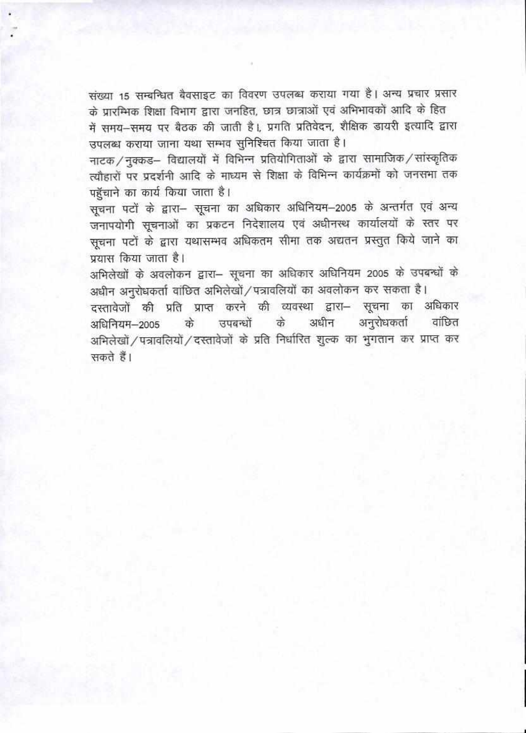संख्या 15 सम्बन्धित बैवसाइट का विवरण उपलब्ध कराया गया है। अन्य प्रचार प्रसार के प्रारम्भिक शिक्षा विभाग द्वारा जनहित, छात्र छात्राओं एवं अभिभावकों आदि के हित में समय–समय पर बैठक की जाती है।, प्रगति प्रतिवेदन, शैक्षिक डायरी इत्यादि द्वारा उपलब्ध कराया जाना यथा सम्भव सुनिश्चित किया जाता है।

नाटक / नुक्कड– विद्यालयों में विभिन्न प्रतियोगिताओं के द्वारा सामाजिक / सांस्कृतिक त्यौहारों पर प्रदर्शनी आदि के माध्यम से शिक्षा के विभिन्न कार्यक्रमों को जनसभा तक पहुँचाने का कार्य किया जाता है।

सूचना पटों के द्वारा– सूचना का अधिकार अधिनियम–2005 के अन्तर्गत एवं अन्य जनापयोगी सूचनाओं का प्रकटन निदेशालय एवं अधीनस्थ कार्यालयों के स्तर पर सूचना पटों के द्वारा यथासम्भव अधिकतम सीमा तक अद्यतन प्रस्तुत किये जाने का प्रयास किया जाता है।

अभिलेखों के अवलोकन द्वारा– सूचना का अधिकार अधिनियम 2005 के उपबन्धों के अधीन अनुरोधकर्ता वांछित अभिलेखों / पत्रावलियों का अवलोकन कर सकता है।

दस्तावेजों की प्रति प्राप्त करने की व्यवस्था द्वारा– सूचना का अधिकार अधिनियम–2005 के उपबन्धों के अधीन अनुरोधकर्ता वांछित अभिलेखों / पत्रावलियों / दस्तावेजों के प्रति निर्धारित शुल्क का भुगतान कर प्राप्त कर सकते हैं।